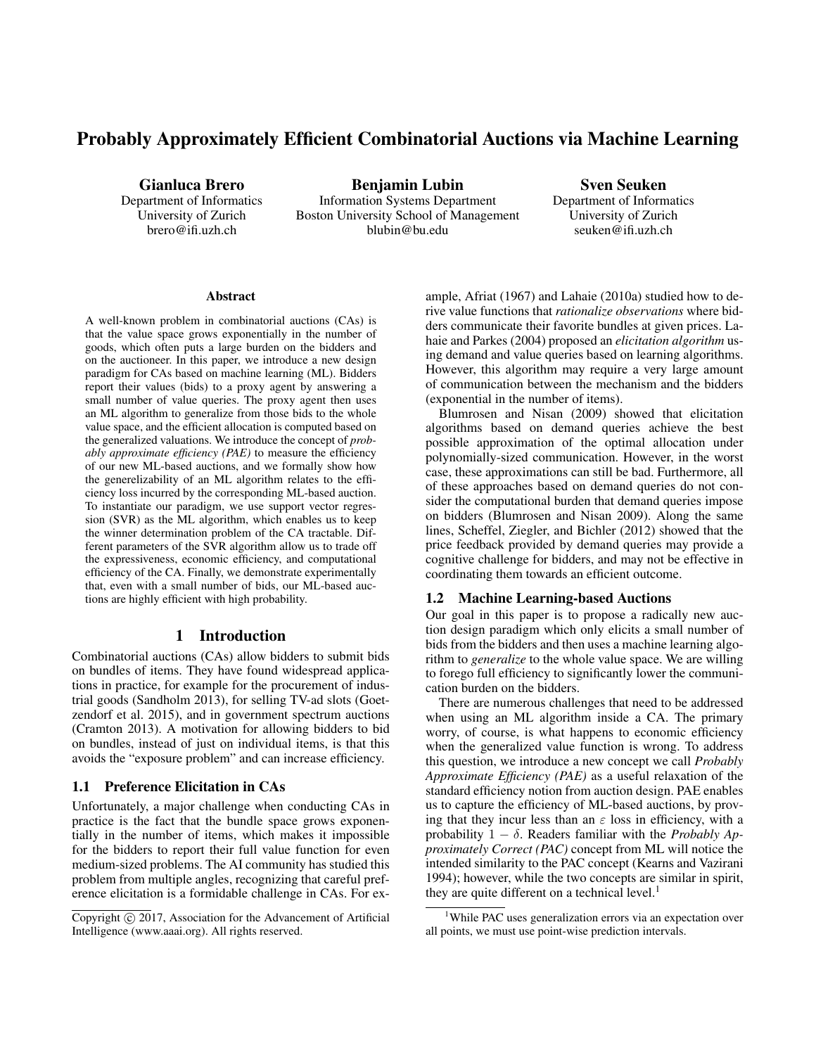# Probably Approximately Efficient Combinatorial Auctions via Machine Learning

**Gianluca Brero**
Department of Informatics
University of Zurich
brero@ifi.uzh.ch

**Benjamin Lubin**
Information Systems Department
Boston University School of Management
blubin@bu.edu

**Sven Seuken**
Department of Informatics
University of Zurich
seuken@ifi.uzh.ch

### Abstract

A well-known problem in combinatorial auctions (CAs) is that the value space grows exponentially in the number of goods, which often puts a large burden on the bidders and on the auctioneer. In this paper, we introduce a new design paradigm for CAs based on machine learning (ML). Bidders report their values (bids) to a proxy agent by answering a small number of value queries. The proxy agent then uses an ML algorithm to generalize from those bids to the whole value space, and the efficient allocation is computed based on the generalized valuations. We introduce the concept of *probably approximate efficiency (PAE)* to measure the efficiency of our new ML-based auctions, and we formally show how the generelizability of an ML algorithm relates to the efficiency loss incurred by the corresponding ML-based auction. To instantiate our paradigm, we use support vector regression (SVR) as the ML algorithm, which enables us to keep the winner determination problem of the CA tractable. Different parameters of the SVR algorithm allow us to trade off the expressiveness, economic efficiency, and computational efficiency of the CA. Finally, we demonstrate experimentally that, even with a small number of bids, our ML-based auctions are highly efficient with high probability.

## 1 Introduction

Combinatorial auctions (CAs) allow bidders to submit bids on bundles of items. They have found widespread applications in practice, for example for the procurement of industrial goods (Sandholm 2013), for selling TV-ad slots (Goetzendorf et al. 2015), and in government spectrum auctions (Cramton 2013). A motivation for allowing bidders to bid on bundles, instead of just on individual items, is that this avoids the "exposure problem" and can increase efficiency.

### 1.1 Preference Elicitation in CAs

Unfortunately, a major challenge when conducting CAs in practice is the fact that the bundle space grows exponentially in the number of items, which makes it impossible for the bidders to report their full value function for even medium-sized problems. The AI community has studied this problem from multiple angles, recognizing that careful preference elicitation is a formidable challenge in CAs. For example, Afriat (1967) and Lahaie (2010a) studied how to derive value functions that *rationalize observations* where bidders communicate their favorite bundles at given prices. Lahaie and Parkes (2004) proposed an *elicitation algorithm* using demand and value queries based on learning algorithms. However, this algorithm may require a very large amount of communication between the mechanism and the bidders (exponential in the number of items).

Blumrosen and Nisan (2009) showed that elicitation algorithms based on demand queries achieve the best possible approximation of the optimal allocation under polynomially-sized communication. However, in the worst case, these approximations can still be bad. Furthermore, all of these approaches based on demand queries do not consider the computational burden that demand queries impose on bidders (Blumrosen and Nisan 2009). Along the same lines, Scheffel, Ziegler, and Bichler (2012) showed that the price feedback provided by demand queries may provide a cognitive challenge for bidders, and may not be effective in coordinating them towards an efficient outcome.

### 1.2 Machine Learning-based Auctions

Our goal in this paper is to propose a radically new auction design paradigm which only elicits a small number of bids from the bidders and then uses a machine learning algorithm to *generalize* to the whole value space. We are willing to forego full efficiency to significantly lower the communication burden on the bidders.

There are numerous challenges that need to be addressed when using an ML algorithm inside a CA. The primary worry, of course, is what happens to economic efficiency when the generalized value function is wrong. To address this question, we introduce a new concept we call *Probably Approximate Efficiency (PAE)* as a useful relaxation of the standard efficiency notion from auction design. PAE enables us to capture the efficiency of ML-based auctions, by proving that they incur less than an $\varepsilon$ loss in efficiency, with a probability $1 - \delta$. Readers familiar with the *Probably Approximately Correct (PAC)* concept from ML will notice the intended similarity to the PAC concept (Kearns and Vazirani 1994); however, while the two concepts are similar in spirit, they are quite different on a technical level.[1]

Copyright © 2017, Association for the Advancement of Artificial Intelligence (www.aaai.org). All rights reserved.

[1] While PAC uses generalization errors via an expectation over all points, we must use point-wise prediction intervals.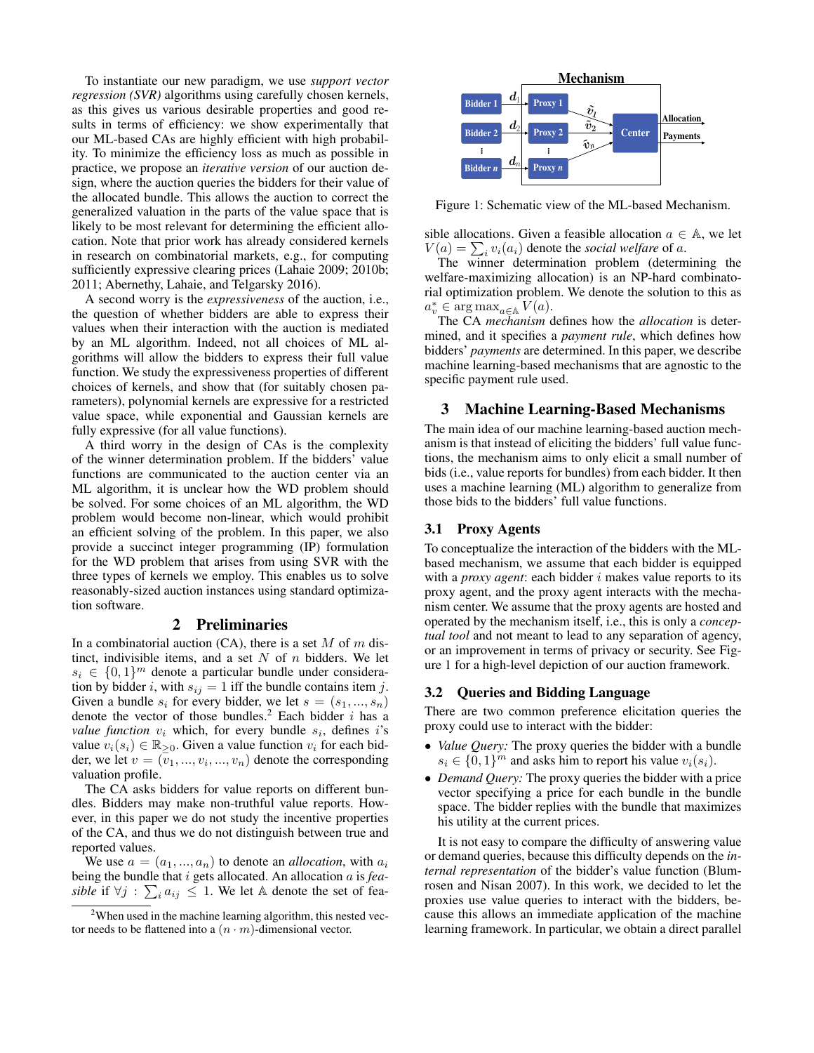To instantiate our new paradigm, we use *support vector regression (SVR)* algorithms using carefully chosen kernels, as this gives us various desirable properties and good results in terms of efficiency: we show experimentally that our ML-based CAs are highly efficient with high probability. To minimize the efficiency loss as much as possible in practice, we propose an *iterative version* of our auction design, where the auction queries the bidders for their value of the allocated bundle. This allows the auction to correct the generalized valuation in the parts of the value space that is likely to be most relevant for determining the efficient allocation. Note that prior work has already considered kernels in research on combinatorial markets, e.g., for computing sufficiently expressive clearing prices (Lahaie 2009; 2010b; 2011; Abernethy, Lahaie, and Telgarsky 2016).

A second worry is the *expressiveness* of the auction, i.e., the question of whether bidders are able to express their values when their interaction with the auction is mediated by an ML algorithm. Indeed, not all choices of ML algorithms will allow the bidders to express their full value function. We study the expressiveness properties of different choices of kernels, and show that (for suitably chosen parameters), polynomial kernels are expressive for a restricted value space, while exponential and Gaussian kernels are fully expressive (for all value functions).

A third worry in the design of CAs is the complexity of the winner determination problem. If the bidders' value functions are communicated to the auction center via an ML algorithm, it is unclear how the WD problem should be solved. For some choices of an ML algorithm, the WD problem would become non-linear, which would prohibit an efficient solving of the problem. In this paper, we also provide a succinct integer programming (IP) formulation for the WD problem that arises from using SVR with the three types of kernels we employ. This enables us to solve reasonably-sized auction instances using standard optimization software.

## 2 Preliminaries

In a combinatorial auction (CA), there is a set $M$ of $m$ distinct, indivisible items, and a set $N$ of $n$ bidders. We let $s_i \in \{0,1\}^m$ denote a particular bundle under consideration by bidder $i$, with $s_{ij} = 1$ iff the bundle contains item $j$. Given a bundle $s_i$ for every bidder, we let $s = (s_1, ..., s_n)$ denote the vector of those bundles.[2] Each bidder $i$ has a *value function* $v_i$ which, for every bundle $s_i$, defines $i$'s value $v_i(s_i) \in \mathbb{R}_{\geq 0}$. Given a value function $v_i$ for each bidder, we let $v = (v_1, ..., v_i, ..., v_n)$ denote the corresponding valuation profile.

The CA asks bidders for value reports on different bundles. Bidders may make non-truthful value reports. However, in this paper we do not study the incentive properties of the CA, and thus we do not distinguish between true and reported values.

We use $a = (a_1, ..., a_n)$ to denote an *allocation*, with $a_i$ being the bundle that $i$ gets allocated. An allocation $a$ is *feasible* if $\forall j : \sum_i a_{ij} \leq 1$. We let $\mathbb{A}$ denote the set of feasible allocations. Given a feasible allocation $a \in \mathbb{A}$, we let $V(a) = \sum_i v_i(a_i)$ denote the *social welfare* of $a$.

The winner determination problem (determining the welfare-maximizing allocation) is an NP-hard combinatorial optimization problem. We denote the solution to this as $a_v^* \in \arg\max_{a \in \mathbb{A}} V(a)$.

The CA *mechanism* defines how the *allocation* is determined, and it specifies a *payment rule*, which defines how bidders' *payments* are determined. In this paper, we describe machine learning-based mechanisms that are agnostic to the specific payment rule used.

[2] When used in the machine learning algorithm, this nested vector needs to be flattened into a $(n \cdot m)$-dimensional vector.

Figure 1: Schematic view of the ML-based Mechanism.

## 3 Machine Learning-Based Mechanisms

The main idea of our machine learning-based auction mechanism is that instead of eliciting the bidders' full value functions, the mechanism aims to only elicit a small number of bids (i.e., value reports for bundles) from each bidder. It then uses a machine learning (ML) algorithm to generalize from those bids to the bidders' full value functions.

### 3.1 Proxy Agents

To conceptualize the interaction of the bidders with the ML-based mechanism, we assume that each bidder $i$ is equipped with a *proxy agent*: each bidder $i$ makes value reports to its proxy agent, and the proxy agent interacts with the mechanism center. We assume that the proxy agents are hosted and operated by the mechanism itself, i.e., this is only a *conceptual tool* and not meant to lead to any separation of agency, or an improvement in terms of privacy or security. See Figure 1 for a high-level depiction of our auction framework.

### 3.2 Queries and Bidding Language

There are two common preference elicitation queries the proxy could use to interact with the bidder:

- *Value Query:* The proxy queries the bidder with a bundle $s_i \in \{0,1\}^m$ and asks him to report his value $v_i(s_i)$.
- *Demand Query:* The proxy queries the bidder with a price vector specifying a price for each bundle in the bundle space. The bidder replies with the bundle that maximizes his utility at the current prices.

It is not easy to compare the difficulty of answering value or demand queries, because this difficulty depends on the *internal representation* of the bidder's value function (Blumrosen and Nisan 2007). In this work, we decided to let the proxies use value queries to interact with the bidders, because this allows an immediate application of the machine learning framework. In particular, we obtain a direct parallel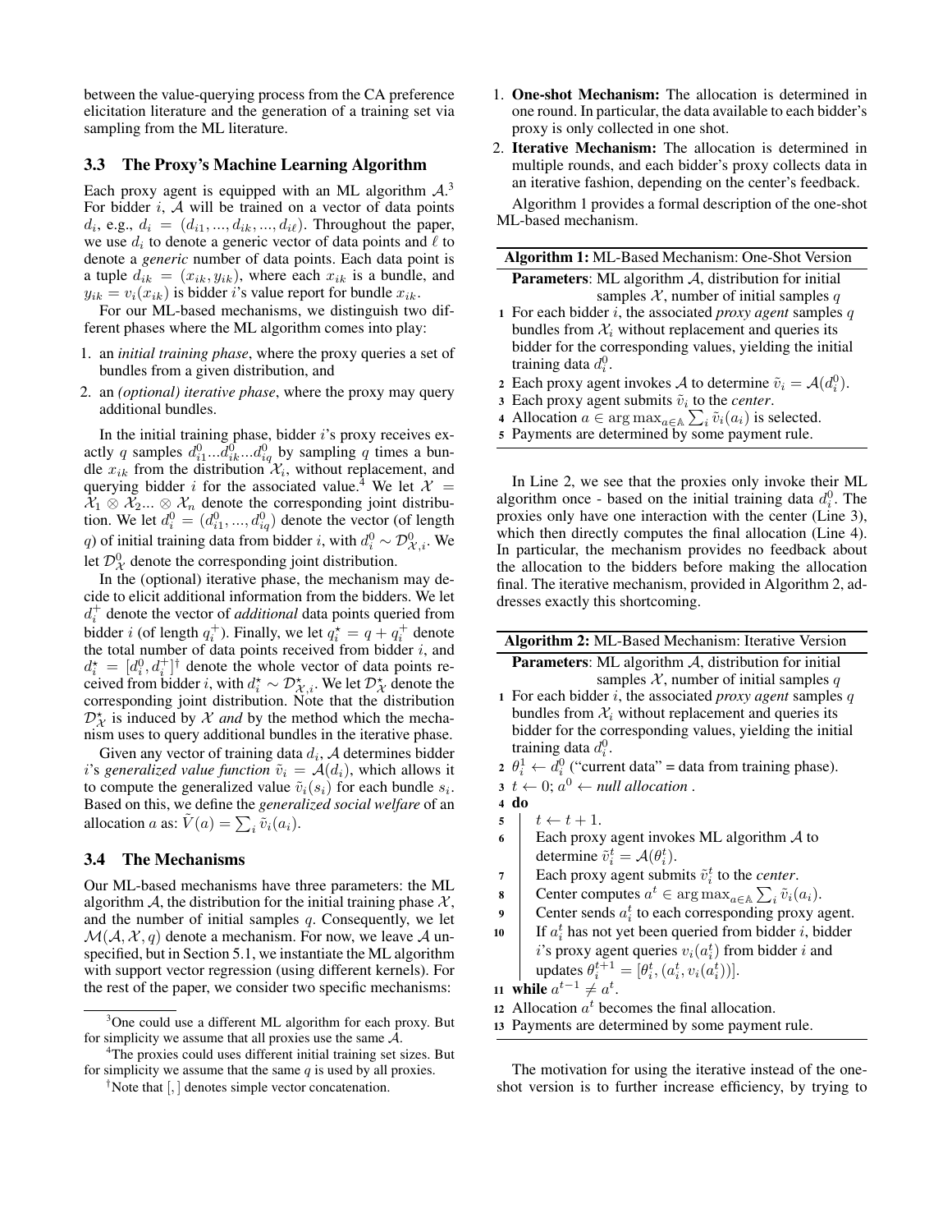between the value-querying process from the CA preference elicitation literature and the generation of a training set via sampling from the ML literature.

### 3.3 The Proxy's Machine Learning Algorithm

Each proxy agent is equipped with an ML algorithm $\mathcal{A}$.[3] For bidder $i$, $\mathcal{A}$ will be trained on a vector of data points $d_i$, e.g., $d_i = (d_{i1}, ..., d_{ik}, ..., d_{i\ell})$. Throughout the paper, we use $d_i$ to denote a generic vector of data points and $\ell$ to denote a *generic* number of data points. Each data point is a tuple $d_{ik} = (x_{ik}, y_{ik})$, where each $x_{ik}$ is a bundle, and $y_{ik} = v_i(x_{ik})$ is bidder $i$'s value report for bundle $x_{ik}$.

For our ML-based mechanisms, we distinguish two different phases where the ML algorithm comes into play:

1. an *initial training phase*, where the proxy queries a set of bundles from a given distribution, and
2. an *(optional) iterative phase*, where the proxy may query additional bundles.

In the initial training phase, bidder $i$'s proxy receives exactly $q$ samples $d^0_{i1}...d^0_{ik}...d^0_{iq}$ by sampling $q$ times a bundle $x_{ik}$ from the distribution $\mathcal{X}_i$, without replacement, and querying bidder $i$ for the associated value.[4] We let $\mathcal{X} = \mathcal{X}_1 \otimes \mathcal{X}_2 ... \otimes \mathcal{X}_n$ denote the corresponding joint distribution. We let $d^0_i = (d^0_{i1}, ..., d^0_{iq})$ denote the vector (of length $q$) of initial training data from bidder $i$, with $d^0_i \sim \mathcal{D}^0_{\mathcal{X},i}$. We let $\mathcal{D}^0_{\mathcal{X}}$ denote the corresponding joint distribution.

In the (optional) iterative phase, the mechanism may decide to elicit additional information from the bidders. We let $d^+_i$ denote the vector of *additional* data points queried from bidder $i$ (of length $q^+_i$). Finally, we let $q^\star_i = q + q^+_i$ denote the total number of data points received from bidder $i$, and $d^\star_i = [d^0_i, d^+_i]$[†] denote the whole vector of data points received from bidder $i$, with $d^\star_i \sim \mathcal{D}^\star_{\mathcal{X},i}$. We let $\mathcal{D}^\star_{\mathcal{X}}$ denote the corresponding joint distribution. Note that the distribution $\mathcal{D}^\star_{\mathcal{X}}$ is induced by $\mathcal{X}$ *and* by the method which the mechanism uses to query additional bundles in the iterative phase.

Given any vector of training data $d_i$, $\mathcal{A}$ determines bidder $i$'s *generalized value function* $\tilde{v}_i = \mathcal{A}(d_i)$, which allows it to compute the generalized value $\tilde{v}_i(s_i)$ for each bundle $s_i$. Based on this, we define the *generalized social welfare* of an allocation $a$ as: $\tilde{V}(a) = \sum_i \tilde{v}_i(a_i)$.

### 3.4 The Mechanisms

Our ML-based mechanisms have three parameters: the ML algorithm $\mathcal{A}$, the distribution for the initial training phase $\mathcal{X}$, and the number of initial samples $q$. Consequently, we let $\mathcal{M}(\mathcal{A}, \mathcal{X}, q)$ denote a mechanism. For now, we leave $\mathcal{A}$ unspecified, but in Section 5.1, we instantiate the ML algorithm with support vector regression (using different kernels). For the rest of the paper, we consider two specific mechanisms:

1. **One-shot Mechanism:** The allocation is determined in one round. In particular, the data available to each bidder's proxy is only collected in one shot.
2. **Iterative Mechanism:** The allocation is determined in multiple rounds, and each bidder's proxy collects data in an iterative fashion, depending on the center's feedback.

Algorithm 1 provides a formal description of the one-shot ML-based mechanism.

**Algorithm 1:** ML-Based Mechanism: One-Shot Version

**Parameters**: ML algorithm $\mathcal{A}$, distribution for initial samples $\mathcal{X}$, number of initial samples $q$

1. For each bidder $i$, the associated *proxy agent* samples $q$ bundles from $\mathcal{X}_i$ without replacement and queries its bidder for the corresponding values, yielding the initial training data $d^0_i$.
2. Each proxy agent invokes $\mathcal{A}$ to determine $\tilde{v}_i = \mathcal{A}(d^0_i)$.
3. Each proxy agent submits $\tilde{v}_i$ to the *center*.
4. Allocation $a \in \arg\max_{a \in \mathbb{A}} \sum_i \tilde{v}_i(a_i)$ is selected.
5. Payments are determined by some payment rule.

In Line 2, we see that the proxies only invoke their ML algorithm once - based on the initial training data $d^0_i$. The proxies only have one interaction with the center (Line 3), which then directly computes the final allocation (Line 4). In particular, the mechanism provides no feedback about the allocation to the bidders before making the allocation final. The iterative mechanism, provided in Algorithm 2, addresses exactly this shortcoming.

**Algorithm 2:** ML-Based Mechanism: Iterative Version

**Parameters**: ML algorithm $\mathcal{A}$, distribution for initial samples $\mathcal{X}$, number of initial samples $q$

1. For each bidder $i$, the associated *proxy agent* samples $q$ bundles from $\mathcal{X}_i$ without replacement and queries its bidder for the corresponding values, yielding the initial training data $d^0_i$.
2. $\theta^1_i \leftarrow d^0_i$ ("current data" = data from training phase).
3. $t \leftarrow 0$; $a^0 \leftarrow$ *null allocation* .
4. **do**
5. $\quad t \leftarrow t + 1$.
6. $\quad$ Each proxy agent invokes ML algorithm $\mathcal{A}$ to determine $\tilde{v}^t_i = \mathcal{A}(\theta^t_i)$.
7. $\quad$ Each proxy agent submits $\tilde{v}^t_i$ to the *center*.
8. $\quad$ Center computes $a^t \in \arg\max_{a \in \mathbb{A}} \sum_i \tilde{v}_i(a_i)$.
9. $\quad$ Center sends $a^t_i$ to each corresponding proxy agent.
10. $\quad$ If $a^t_i$ has not yet been queried from bidder $i$, bidder $i$'s proxy agent queries $v_i(a^t_i)$ from bidder $i$ and updates $\theta^{t+1}_i = [\theta^t_i, (a^t_i, v_i(a^t_i))]$.
11. **while** $a^{t-1} \neq a^t$.
12. Allocation $a^t$ becomes the final allocation.
13. Payments are determined by some payment rule.

The motivation for using the iterative instead of the one-shot version is to further increase efficiency, by trying to

---

[3] One could use a different ML algorithm for each proxy. But for simplicity we assume that all proxies use the same $\mathcal{A}$.

[4] The proxies could uses different initial training set sizes. But for simplicity we assume that the same $q$ is used by all proxies.

[†] Note that $[,]$ denotes simple vector concatenation.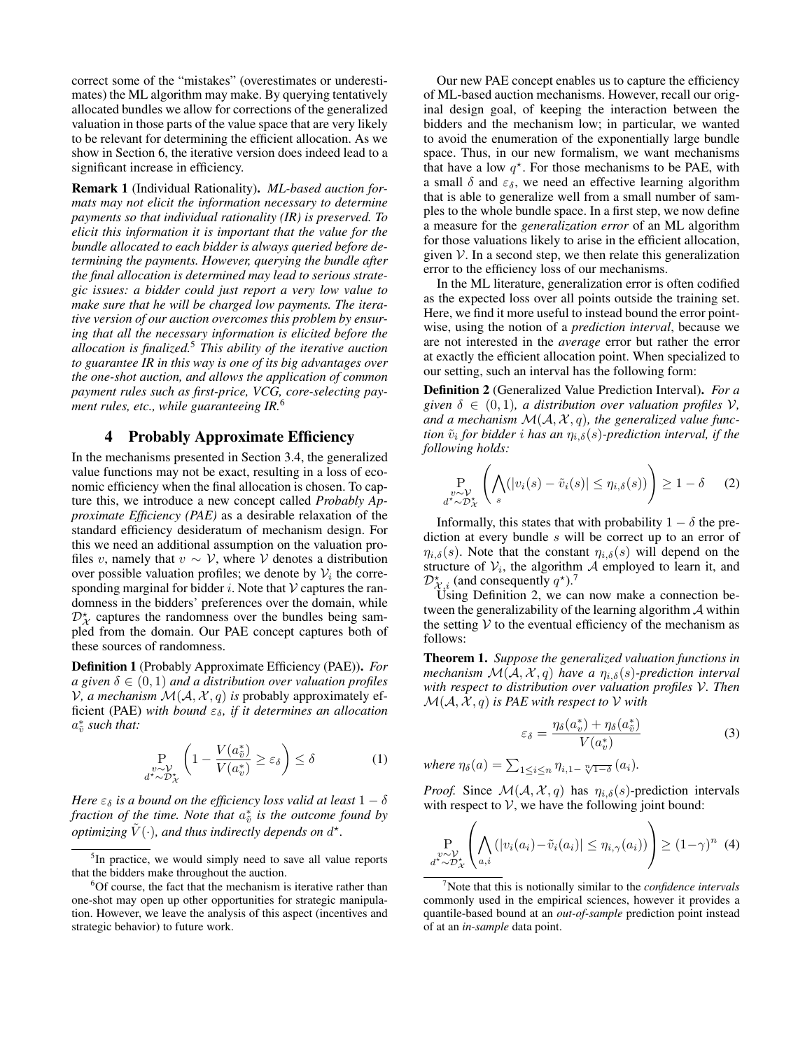correct some of the "mistakes" (overestimates or underestimates) the ML algorithm may make. By querying tentatively allocated bundles we allow for corrections of the generalized valuation in those parts of the value space that are very likely to be relevant for determining the efficient allocation. As we show in Section 6, the iterative version does indeed lead to a significant increase in efficiency.

**Remark 1** (Individual Rationality)**.** *ML-based auction formats may not elicit the information necessary to determine payments so that individual rationality (IR) is preserved. To elicit this information it is important that the value for the bundle allocated to each bidder is always queried before determining the payments. However, querying the bundle after the final allocation is determined may lead to serious strategic issues: a bidder could just report a very low value to make sure that he will be charged low payments. The iterative version of our auction overcomes this problem by ensuring that all the necessary information is elicited before the allocation is finalized.*[5] *This ability of the iterative auction to guarantee IR in this way is one of its big advantages over the one-shot auction, and allows the application of common payment rules such as first-price, VCG, core-selecting payment rules, etc., while guaranteeing IR.*[6]

## 4 Probably Approximate Efficiency

In the mechanisms presented in Section 3.4, the generalized value functions may not be exact, resulting in a loss of economic efficiency when the final allocation is chosen. To capture this, we introduce a new concept called *Probably Approximate Efficiency (PAE)* as a desirable relaxation of the standard efficiency desideratum of mechanism design. For this we need an additional assumption on the valuation profiles $v$, namely that $v \sim \mathcal{V}$, where $\mathcal{V}$ denotes a distribution over possible valuation profiles; we denote by $\mathcal{V}_i$ the corresponding marginal for bidder $i$. Note that $\mathcal{V}$ captures the randomness in the bidders' preferences over the domain, while $\mathcal{D}^\star_\mathcal{X}$ captures the randomness over the bundles being sampled from the domain. Our PAE concept captures both of these sources of randomness.

**Definition 1** (Probably Approximate Efficiency (PAE))**.** *For a given $\delta \in (0,1)$ and a distribution over valuation profiles $\mathcal{V}$, a mechanism $\mathcal{M}(\mathcal{A}, \mathcal{X}, q)$ is* probably approximately efficient (PAE) *with bound $\varepsilon_\delta$, if it determines an allocation $a^*_{\tilde{v}}$ such that:*

$$\underset{\substack{v \sim \mathcal{V} \\ d^\star \sim \mathcal{D}^\star_\mathcal{X}}}{\mathrm{P}} \left( 1 - \frac{V(a^*_{\tilde{v}})}{V(a^*_v)} \geq \varepsilon_\delta \right) \leq \delta \tag{1}$$

*Here $\varepsilon_\delta$ is a bound on the efficiency loss valid at least $1-\delta$ fraction of the time. Note that $a^*_{\tilde{v}}$ is the outcome found by optimizing $\tilde{V}(\cdot)$, and thus indirectly depends on $d^\star$.*

Our new PAE concept enables us to capture the efficiency of ML-based auction mechanisms. However, recall our original design goal, of keeping the interaction between the bidders and the mechanism low; in particular, we wanted to avoid the enumeration of the exponentially large bundle space. Thus, in our new formalism, we want mechanisms that have a low $q^\star$. For those mechanisms to be PAE, with a small $\delta$ and $\varepsilon_\delta$, we need an effective learning algorithm that is able to generalize well from a small number of samples to the whole bundle space. In a first step, we now define a measure for the *generalization error* of an ML algorithm for those valuations likely to arise in the efficient allocation, given $\mathcal{V}$. In a second step, we then relate this generalization error to the efficiency loss of our mechanisms.

In the ML literature, generalization error is often codified as the expected loss over all points outside the training set. Here, we find it more useful to instead bound the error pointwise, using the notion of a *prediction interval*, because we are not interested in the *average* error but rather the error at exactly the efficient allocation point. When specialized to our setting, such an interval has the following form:

**Definition 2** (Generalized Value Prediction Interval)**.** *For a given $\delta \in (0,1)$, a distribution over valuation profiles $\mathcal{V}$, and a mechanism $\mathcal{M}(\mathcal{A}, \mathcal{X}, q)$, the generalized value function $\tilde{v}_i$ for bidder $i$ has an $\eta_{i,\delta}(s)$-prediction interval, if the following holds:*

$$\underset{\substack{v \sim \mathcal{V} \\ d^\star \sim \mathcal{D}^\star_\mathcal{X}}}{\mathrm{P}} \left( \bigwedge_s (|v_i(s) - \tilde{v}_i(s)| \leq \eta_{i,\delta}(s)) \right) \geq 1 - \delta \tag{2}$$

Informally, this states that with probability $1-\delta$ the prediction at every bundle $s$ will be correct up to an error of $\eta_{i,\delta}(s)$. Note that the constant $\eta_{i,\delta}(s)$ will depend on the structure of $\mathcal{V}_i$, the algorithm $\mathcal{A}$ employed to learn it, and $\mathcal{D}^\star_{\mathcal{X},i}$ (and consequently $q^\star$).[7]

Using Definition 2, we can now make a connection between the generalizability of the learning algorithm $\mathcal{A}$ within the setting $\mathcal{V}$ to the eventual efficiency of the mechanism as follows:

**Theorem 1.** *Suppose the generalized valuation functions in mechanism $\mathcal{M}(\mathcal{A}, \mathcal{X}, q)$ have a $\eta_{i,\delta}(s)$-prediction interval with respect to distribution over valuation profiles $\mathcal{V}$. Then $\mathcal{M}(\mathcal{A}, \mathcal{X}, q)$ is PAE with respect to $\mathcal{V}$ with*

$$\varepsilon_\delta = \frac{\eta_\delta(a^*_v) + \eta_\delta(a^*_{\tilde{v}})}{V(a^*_v)} \tag{3}$$

*where $\eta_\delta(a) = \sum_{1 \leq i \leq n} \eta_{i, 1-\sqrt[n]{1-\delta}}(a_i)$.*

*Proof.* Since $\mathcal{M}(\mathcal{A}, \mathcal{X}, q)$ has $\eta_{i,\delta}(s)$-prediction intervals with respect to $\mathcal{V}$, we have the following joint bound:

$$\underset{\substack{v \sim \mathcal{V} \\ d^\star \sim \mathcal{D}^\star_\mathcal{X}}}{\mathrm{P}} \left( \bigwedge_{a,i} (|v_i(a_i) - \tilde{v}_i(a_i)| \leq \eta_{i,\gamma}(a_i)) \right) \geq (1-\gamma)^n \tag{4}$$

---

[5] In practice, we would simply need to save all value reports that the bidders make throughout the auction.

[6] Of course, the fact that the mechanism is iterative rather than one-shot may open up other opportunities for strategic manipulation. However, we leave the analysis of this aspect (incentives and strategic behavior) to future work.

[7] Note that this is notionally similar to the *confidence intervals* commonly used in the empirical sciences, however it provides a quantile-based bound at an *out-of-sample* prediction point instead of at an *in-sample* data point.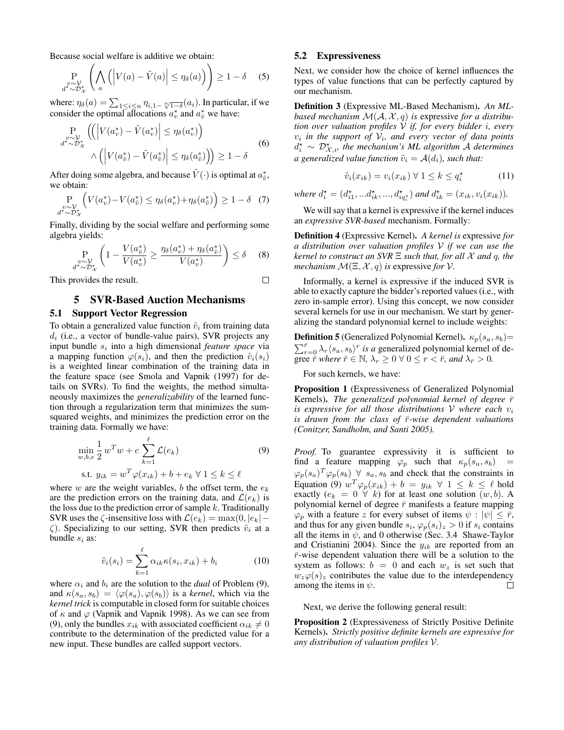Because social welfare is additive we obtain:

$$\underset{\substack{v\sim\mathcal{V}\\ d^\star\sim\mathcal{D}^\star_{\mathcal{X}}}}{\mathrm{P}}\left(\bigwedge_a \left(\left|V(a)-\tilde{V}(a)\right| \le \eta_\delta(a)\right)\right) \ge 1-\delta \quad (5)$$

where: $\eta_\delta(a) = \sum_{1\le i\le n} \eta_{i,1-\sqrt[n]{1-\delta}}(a_i)$. In particular, if we consider the optimal allocations $a^*_v$ and $a^*_{\tilde{v}}$ we have:

$$\begin{aligned}\underset{\substack{v\sim\mathcal{V}\\ d^\star\sim\mathcal{D}^\star_{\mathcal{X}}}}{\mathrm{P}}\Big(\Big(&\left|V(a^*_v)-\tilde{V}(a^*_v)\right| \le \eta_\delta(a^*_v)\Big)\\ &\wedge \Big(\left|V(a^*_{\tilde{v}})-\tilde{V}(a^*_{\tilde{v}})\right| \le \eta_\delta(a^*_{\tilde{v}})\Big)\Big) \ge 1-\delta\end{aligned} \quad (6)$$

After doing some algebra, and because $\tilde{V}(\cdot)$ is optimal at $a^*_{\tilde{v}}$, we obtain:

$$\underset{\substack{v\sim\mathcal{V}\\ d^\star\sim\mathcal{D}^\star_{\mathcal{X}}}}{\mathrm{P}}\Big(V(a^*_v)-V(a^*_{\tilde{v}}) \le \eta_\delta(a^*_v)+\eta_\delta(a^*_{\tilde{v}})\Big) \ge 1-\delta \quad (7)$$

Finally, dividing by the social welfare and performing some algebra yields:

$$\underset{\substack{v\sim\mathcal{V}\\ d^\star\sim\mathcal{D}^\star_{\mathcal{X}}}}{\mathrm{P}}\left(1-\frac{V(a^*_{\tilde{v}})}{V(a^*_v)} \ge \frac{\eta_\delta(a^*_v)+\eta_\delta(a^*_{\tilde{v}})}{V(a^*_v)}\right) \le \delta \quad (8)$$

This provides the result. □

# 5 SVR-Based Auction Mechanisms

## 5.1 Support Vector Regression

To obtain a generalized value function $\tilde{v}_i$ from training data $d_i$ (i.e., a vector of bundle-value pairs), SVR projects any input bundle $s_i$ into a high dimensional *feature space* via a mapping function $\varphi(s_i)$, and then the prediction $\tilde{v}_i(s_i)$ is a weighted linear combination of the training data in the feature space (see Smola and Vapnik (1997) for details on SVRs). To find the weights, the method simultaneously maximizes the *generalizability* of the learned function through a regularization term that minimizes the sum-squared weights, and minimizes the prediction error on the training data. Formally we have:

$$\begin{aligned}\min_{w,b,e}\ &\frac{1}{2}\,w^T w + c\sum_{k=1}^{\ell}\mathcal{L}(e_k) \\ \text{s.t. } &y_{ik} = w^T\varphi(x_{ik}) + b + e_k \ \forall\ 1\le k\le \ell\end{aligned} \quad (9)$$

where $w$ are the weight variables, $b$ the offset term, the $e_k$ are the prediction errors on the training data, and $\mathcal{L}(e_k)$ is the loss due to the prediction error of sample $k$. Traditionally SVR uses the $\zeta$-insensitive loss with $\mathcal{L}(e_k) = \max(0, |e_k| - \zeta)$. Specializing to our setting, SVR then predicts $\tilde{v}_i$ at a bundle $s_i$ as:

$$\tilde{v}_i(s_i) = \sum_{k=1}^{\ell}\alpha_{ik}\kappa(s_i, x_{ik}) + b_i \quad (10)$$

where $\alpha_i$ and $b_i$ are the solution to the *dual* of Problem (9), and $\kappa(s_a, s_b) = \langle\varphi(s_a), \varphi(s_b)\rangle$ is a *kernel*, which via the *kernel trick* is computable in closed form for suitable choices of $\kappa$ and $\varphi$ (Vapnik and Vapnik 1998). As we can see from (9), only the bundles $x_{ik}$ with associated coefficient $\alpha_{ik} \ne 0$ contribute to the determination of the predicted value for a new input. These bundles are called support vectors.

## 5.2 Expressiveness

Next, we consider how the choice of kernel influences the types of value functions that can be perfectly captured by our mechanism.

**Definition 3** (Expressive ML-Based Mechanism)**.** *An ML-based mechanism $\mathcal{M}(\mathcal{A}, \mathcal{X}, q)$ is* expressive *for a distribution over valuation profiles $\mathcal{V}$ if, for every bidder $i$, every $v_i$ in the support of $\mathcal{V}_i$, and every vector of data points $d^\star_i \sim \mathcal{D}^\star_{\mathcal{X},i}$, the mechanism's ML algorithm $\mathcal{A}$ determines a generalized value function $\tilde{v}_i = \mathcal{A}(d_i)$, such that:*

$$\tilde{v}_i(x_{ik}) = v_i(x_{ik})\ \forall\ 1\le k\le q^\star_i \quad (11)$$

*where $d^\star_i = (d^\star_{i1}, ...d^\star_{ik}, ..., d^\star_{iq^\star_i})$ and $d^\star_{ik} = (x_{ik}, v_i(x_{ik}))$.*

We will say that a kernel is expressive if the kernel induces an *expressive SVR-based* mechanism. Formally:

**Definition 4** (Expressive Kernel)**.** *A kernel is* expressive *for a distribution over valuation profiles $\mathcal{V}$ if we can use the kernel to construct an SVR $\Xi$ such that, for all $\mathcal{X}$ and $q$, the mechanism $\mathcal{M}(\Xi, \mathcal{X}, q)$ is* expressive *for $\mathcal{V}$.*

Informally, a kernel is expressive if the induced SVR is able to exactly capture the bidder's reported values (i.e., with zero in-sample error). Using this concept, we now consider several kernels for use in our mechanism. We start by generalizing the standard polynomial kernel to include weights:

**Definition 5** (Generalized Polynomial Kernel)**.** $\kappa_p(s_a, s_b) = \sum_{r=0}^{\bar{r}}\lambda_r\langle s_a, s_b\rangle^r$ *is a* generalized polynomial kernel of degree $\bar{r}$ *where $\bar{r}\in\mathbb{N}$, $\lambda_r \ge 0\ \forall\ 0\le r<\bar{r}$, and $\lambda_{\bar{r}} > 0$.*

For such kernels, we have:

**Proposition 1** (Expressiveness of Generalized Polynomial Kernels)**.** *The generalized polynomial kernel of degree $\bar{r}$ is expressive for all those distributions $\mathcal{V}$ where each $v_i$ is drawn from the class of $\bar{r}$-wise dependent valuations (Conitzer, Sandholm, and Santi 2005).*

*Proof.* To guarantee expressivity it is sufficient to find a feature mapping $\varphi_p$ such that $\kappa_p(s_a, s_b) = \varphi_p(s_a)^T\varphi_p(s_b)\ \forall\ s_a, s_b$ and check that the constraints in Equation (9) $w^T\varphi_p(x_{ik}) + b = y_{ik}\ \forall\ 1\le k\le \ell$ hold exactly ($e_k = 0\ \forall\ k$) for at least one solution $(w, b)$. A polynomial kernel of degree $\bar{r}$ manifests a feature mapping $\varphi_p$ with a feature $z$ for every subset of items $\psi : |\psi| \le \bar{r}$, and thus for any given bundle $s_i$, $\varphi_p(s_i)_z > 0$ if $s_i$ contains all the items in $\psi$, and 0 otherwise (Sec. 3.4 Shawe-Taylor and Cristianini 2004). Since the $y_{ik}$ are reported from an $\bar{r}$-wise dependent valuation there will be a solution to the system as follows: $b = 0$ and each $w_z$ is set such that $w_z\varphi(s)_z$ contributes the value due to the interdependency among the items in $\psi$. □

Next, we derive the following general result:

**Proposition 2** (Expressiveness of Strictly Positive Definite Kernels)**.** *Strictly positive definite kernels are expressive for any distribution of valuation profiles $\mathcal{V}$.*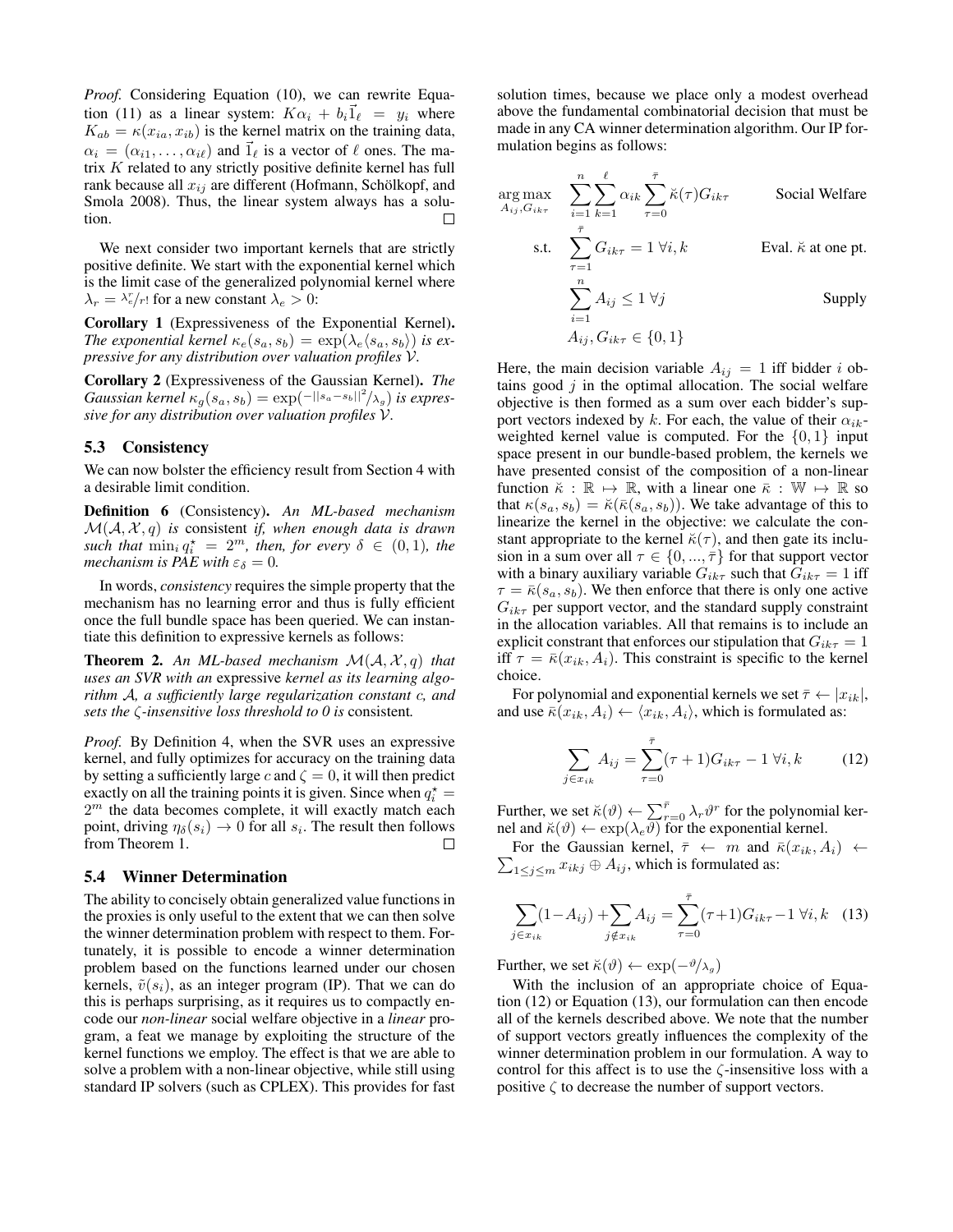*Proof.* Considering Equation (10), we can rewrite Equation (11) as a linear system: $K\alpha_i + b_i \vec{1}_\ell = y_i$ where $K_{ab} = \kappa(x_{ia}, x_{ib})$ is the kernel matrix on the training data, $\alpha_i = (\alpha_{i1}, \ldots, \alpha_{i\ell})$ and $\vec{1}_\ell$ is a vector of $\ell$ ones. The matrix $K$ related to any strictly positive definite kernel has full rank because all $x_{ij}$ are different (Hofmann, Schölkopf, and Smola 2008). Thus, the linear system always has a solution. □

We next consider two important kernels that are strictly positive definite. We start with the exponential kernel which is the limit case of the generalized polynomial kernel where $\lambda_r = \lambda_e^r / r!$ for a new constant $\lambda_e > 0$:

**Corollary 1** (Expressiveness of the Exponential Kernel)**.** *The exponential kernel $\kappa_e(s_a, s_b) = \exp(\lambda_e \langle s_a, s_b \rangle)$ is expressive for any distribution over valuation profiles $\mathcal{V}$.*

**Corollary 2** (Expressiveness of the Gaussian Kernel)**.** *The Gaussian kernel $\kappa_g(s_a, s_b) = \exp(-\|s_a - s_b\|^2 / \lambda_g)$ is expressive for any distribution over valuation profiles $\mathcal{V}$.*

### 5.3 Consistency

We can now bolster the efficiency result from Section 4 with a desirable limit condition.

**Definition 6** (Consistency)**.** *An ML-based mechanism $\mathcal{M}(\mathcal{A}, \mathcal{X}, q)$ is* consistent *if, when enough data is drawn such that $\min_i q_i^\star = 2^m$, then, for every $\delta \in (0, 1)$, the mechanism is PAE with $\varepsilon_\delta = 0$.*

In words, *consistency* requires the simple property that the mechanism has no learning error and thus is fully efficient once the full bundle space has been queried. We can instantiate this definition to expressive kernels as follows:

**Theorem 2.** *An ML-based mechanism $\mathcal{M}(\mathcal{A}, \mathcal{X}, q)$ that uses an SVR with an* expressive *kernel as its learning algorithm $\mathcal{A}$, a sufficiently large regularization constant $c$, and sets the $\zeta$-insensitive loss threshold to 0 is* consistent*.*

*Proof.* By Definition 4, when the SVR uses an expressive kernel, and fully optimizes for accuracy on the training data by setting a sufficiently large $c$ and $\zeta = 0$, it will then predict exactly on all the training points it is given. Since when $q_i^\star = 2^m$ the data becomes complete, it will exactly match each point, driving $\eta_\delta(s_i) \to 0$ for all $s_i$. The result then follows from Theorem 1. □

### 5.4 Winner Determination

The ability to concisely obtain generalized value functions in the proxies is only useful to the extent that we can then solve the winner determination problem with respect to them. Fortunately, it is possible to encode a winner determination problem based on the functions learned under our chosen kernels, $\tilde{v}(s_i)$, as an integer program (IP). That we can do this is perhaps surprising, as it requires us to compactly encode our *non-linear* social welfare objective in a *linear* program, a feat we manage by exploiting the structure of the kernel functions we employ. The effect is that we are able to solve a problem with a non-linear objective, while still using standard IP solvers (such as CPLEX). This provides for fast solution times, because we place only a modest overhead above the fundamental combinatorial decision that must be made in any CA winner determination algorithm. Our IP formulation begins as follows:

$$
\begin{aligned}
\underset{A_{ij}, G_{ik\tau}}{\arg\max} \quad & \sum_{i=1}^{n} \sum_{k=1}^{\ell} \alpha_{ik} \sum_{\tau=0}^{\bar{\tau}} \breve{\kappa}(\tau) G_{ik\tau} && \text{Social Welfare} \\
\text{s.t.} \quad & \sum_{\tau=1}^{\bar{\tau}} G_{ik\tau} = 1 \;\forall i, k && \text{Eval. } \breve{\kappa} \text{ at one pt.} \\
& \sum_{i=1}^{n} A_{ij} \le 1 \;\forall j && \text{Supply} \\
& A_{ij}, G_{ik\tau} \in \{0, 1\}
\end{aligned}
$$

Here, the main decision variable $A_{ij} = 1$ iff bidder $i$ obtains good $j$ in the optimal allocation. The social welfare objective is then formed as a sum over each bidder's support vectors indexed by $k$. For each, the value of their $\alpha_{ik}$-weighted kernel value is computed. For the $\{0, 1\}$ input space present in our bundle-based problem, the kernels we have presented consist of the composition of a non-linear function $\breve{\kappa} : \mathbb{R} \mapsto \mathbb{R}$, with a linear one $\bar{\kappa} : \mathbb{W} \mapsto \mathbb{R}$ so that $\kappa(s_a, s_b) = \breve{\kappa}(\bar{\kappa}(s_a, s_b))$. We take advantage of this to linearize the kernel in the objective: we calculate the constant appropriate to the kernel $\breve{\kappa}(\tau)$, and then gate its inclusion in a sum over all $\tau \in \{0, ..., \bar{\tau}\}$ for that support vector with a binary auxiliary variable $G_{ik\tau}$ such that $G_{ik\tau} = 1$ iff $\tau = \bar{\kappa}(s_a, s_b)$. We then enforce that there is only one active $G_{ik\tau}$ per support vector, and the standard supply constraint in the allocation variables. All that remains is to include an explicit constrant that enforces our stipulation that $G_{ik\tau} = 1$ iff $\tau = \bar{\kappa}(x_{ik}, A_i)$. This constraint is specific to the kernel choice.

For polynomial and exponential kernels we set $\bar{\tau} \leftarrow |x_{ik}|$, and use $\bar{\kappa}(x_{ik}, A_i) \leftarrow \langle x_{ik}, A_i \rangle$, which is formulated as:

$$
\sum_{j \in x_{ik}} A_{ij} = \sum_{\tau=0}^{\bar{\tau}} (\tau + 1) G_{ik\tau} - 1 \;\forall i, k \tag{12}
$$

Further, we set $\breve{\kappa}(\vartheta) \leftarrow \sum_{r=0}^{\bar{r}} \lambda_r \vartheta^r$ for the polynomial kernel and $\breve{\kappa}(\vartheta) \leftarrow \exp(\lambda_e \vartheta)$ for the exponential kernel.

For the Gaussian kernel, $\bar{\tau} \leftarrow m$ and $\bar{\kappa}(x_{ik}, A_i) \leftarrow \sum_{1 \le j \le m} x_{ikj} \oplus A_{ij}$, which is formulated as:

$$
\sum_{j \in x_{ik}} (1 - A_{ij}) + \sum_{j \notin x_{ik}} A_{ij} = \sum_{\tau=0}^{\bar{\tau}} (\tau + 1) G_{ik\tau} - 1 \;\forall i, k \tag{13}
$$

Further, we set $\breve{\kappa}(\vartheta) \leftarrow \exp(-\vartheta / \lambda_g)$

With the inclusion of an appropriate choice of Equation (12) or Equation (13), our formulation can then encode all of the kernels described above. We note that the number of support vectors greatly influences the complexity of the winner determination problem in our formulation. A way to control for this affect is to use the $\zeta$-insensitive loss with a positive $\zeta$ to decrease the number of support vectors.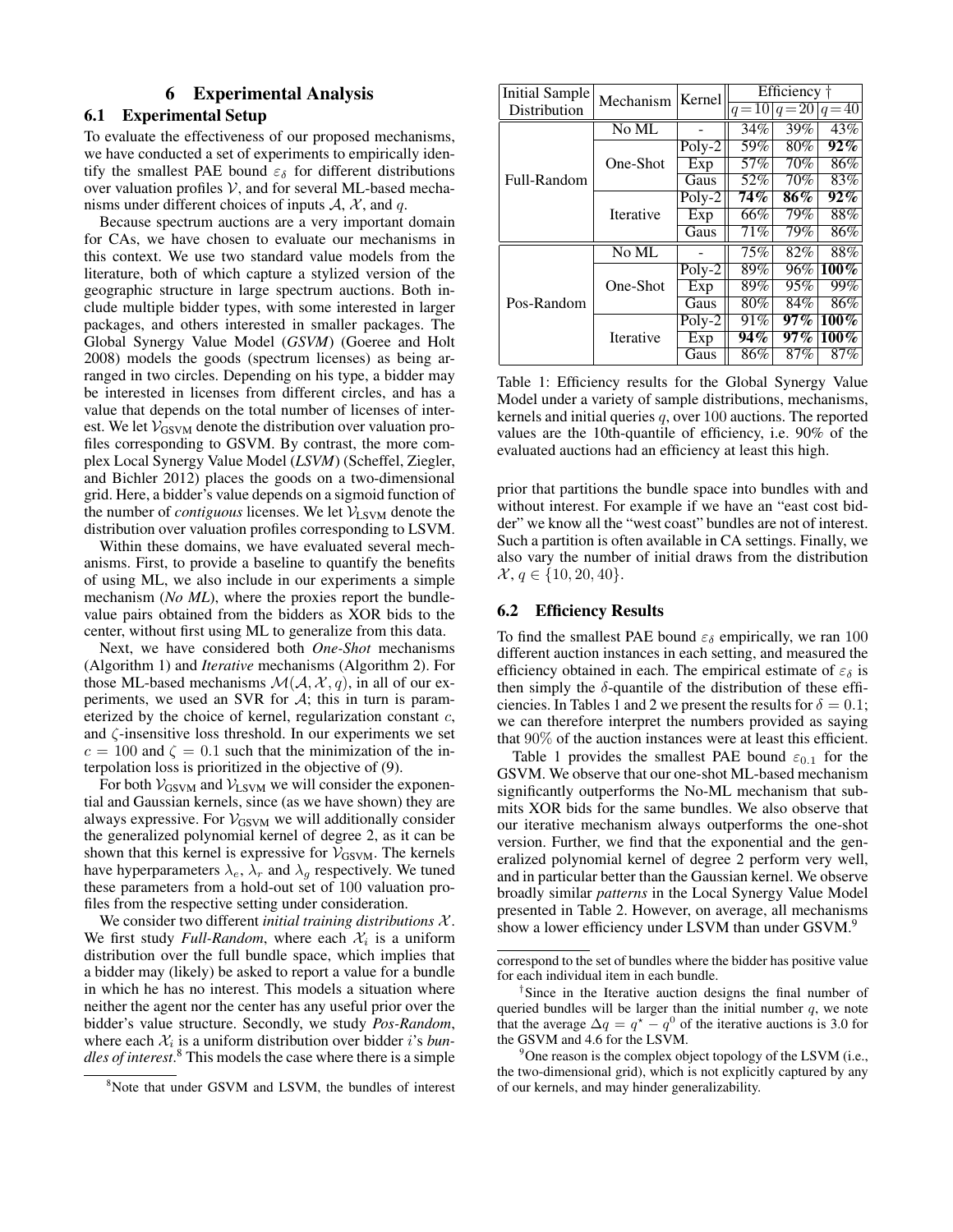## 6 Experimental Analysis

### 6.1 Experimental Setup

To evaluate the effectiveness of our proposed mechanisms, we have conducted a set of experiments to empirically identify the smallest PAE bound $\varepsilon_\delta$ for different distributions over valuation profiles $\mathcal{V}$, and for several ML-based mechanisms under different choices of inputs $\mathcal{A}$, $\mathcal{X}$, and $q$.

Because spectrum auctions are a very important domain for CAs, we have chosen to evaluate our mechanisms in this context. We use two standard value models from the literature, both of which capture a stylized version of the geographic structure in large spectrum auctions. Both include multiple bidder types, with some interested in larger packages, and others interested in smaller packages. The Global Synergy Value Model (*GSVM*) (Goeree and Holt 2008) models the goods (spectrum licenses) as being arranged in two circles. Depending on his type, a bidder may be interested in licenses from different circles, and has a value that depends on the total number of licenses of interest. We let $\mathcal{V}_{\text{GSVM}}$ denote the distribution over valuation profiles corresponding to GSVM. By contrast, the more complex Local Synergy Value Model (*LSVM*) (Scheffel, Ziegler, and Bichler 2012) places the goods on a two-dimensional grid. Here, a bidder's value depends on a sigmoid function of the number of *contiguous* licenses. We let $\mathcal{V}_{\text{LSVM}}$ denote the distribution over valuation profiles corresponding to LSVM.

Within these domains, we have evaluated several mechanisms. First, to provide a baseline to quantify the benefits of using ML, we also include in our experiments a simple mechanism (*No ML*), where the proxies report the bundle-value pairs obtained from the bidders as XOR bids to the center, without first using ML to generalize from this data.

Next, we have considered both *One-Shot* mechanisms (Algorithm 1) and *Iterative* mechanisms (Algorithm 2). For those ML-based mechanisms $\mathcal{M}(\mathcal{A}, \mathcal{X}, q)$, in all of our experiments, we used an SVR for $\mathcal{A}$; this in turn is parameterized by the choice of kernel, regularization constant $c$, and $\zeta$-insensitive loss threshold. In our experiments we set $c = 100$ and $\zeta = 0.1$ such that the minimization of the interpolation loss is prioritized in the objective of (9).

For both $\mathcal{V}_{\text{GSVM}}$ and $\mathcal{V}_{\text{LSVM}}$ we will consider the exponential and Gaussian kernels, since (as we have shown) they are always expressive. For $\mathcal{V}_{\text{GSVM}}$ we will additionally consider the generalized polynomial kernel of degree 2, as it can be shown that this kernel is expressive for $\mathcal{V}_{\text{GSVM}}$. The kernels have hyperparameters $\lambda_e$, $\lambda_r$ and $\lambda_g$ respectively. We tuned these parameters from a hold-out set of 100 valuation profiles from the respective setting under consideration.

We consider two different *initial training distributions* $\mathcal{X}$. We first study *Full-Random*, where each $\mathcal{X}_i$ is a uniform distribution over the full bundle space, which implies that a bidder may (likely) be asked to report a value for a bundle in which he has no interest. This models a situation where neither the agent nor the center has any useful prior over the bidder's value structure. Secondly, we study *Pos-Random*, where each $\mathcal{X}_i$ is a uniform distribution over bidder $i$'s *bundles of interest*.[8] This models the case where there is a simple prior that partitions the bundle space into bundles with and without interest. For example if we have an "east cost bidder" we know all the "west coast" bundles are not of interest. Such a partition is often available in CA settings. Finally, we also vary the number of initial draws from the distribution $\mathcal{X}$, $q \in \{10, 20, 40\}$.

| Initial Sample Distribution | Mechanism | Kernel | Efficiency † | | |
|---|---|---|---|---|---|
| | | | $q=10$ | $q=20$ | $q=40$ |
| Full-Random | No ML | - | 34% | 39% | 43% |
| | One-Shot | Poly-2 | 59% | 80% | **92%** |
| | | Exp | 57% | 70% | 86% |
| | | Gaus | 52% | 70% | 83% |
| | Iterative | Poly-2 | **74%** | **86%** | **92%** |
| | | Exp | 66% | 79% | 88% |
| | | Gaus | 71% | 79% | 86% |
| Pos-Random | No ML | - | 75% | 82% | 88% |
| | One-Shot | Poly-2 | 89% | 96% | **100%** |
| | | Exp | 89% | 95% | 99% |
| | | Gaus | 80% | 84% | 86% |
| | Iterative | Poly-2 | 91% | **97%** | **100%** |
| | | Exp | **94%** | **97%** | **100%** |
| | | Gaus | 86% | 87% | 87% |

Table 1: Efficiency results for the Global Synergy Value Model under a variety of sample distributions, mechanisms, kernels and initial queries $q$, over 100 auctions. The reported values are the 10th-quantile of efficiency, i.e. 90% of the evaluated auctions had an efficiency at least this high.

### 6.2 Efficiency Results

To find the smallest PAE bound $\varepsilon_\delta$ empirically, we ran 100 different auction instances in each setting, and measured the efficiency obtained in each. The empirical estimate of $\varepsilon_\delta$ is then simply the $\delta$-quantile of the distribution of these efficiencies. In Tables 1 and 2 we present the results for $\delta = 0.1$; we can therefore interpret the numbers provided as saying that 90% of the auction instances were at least this efficient.

Table 1 provides the smallest PAE bound $\varepsilon_{0.1}$ for the GSVM. We observe that our one-shot ML-based mechanism significantly outperforms the No-ML mechanism that submits XOR bids for the same bundles. We also observe that our iterative mechanism always outperforms the one-shot version. Further, we find that the exponential and the generalized polynomial kernel of degree 2 perform very well, and in particular better than the Gaussian kernel. We observe broadly similar *patterns* in the Local Synergy Value Model presented in Table 2. However, on average, all mechanisms show a lower efficiency under LSVM than under GSVM.[9]

---

[8] Note that under GSVM and LSVM, the bundles of interest correspond to the set of bundles where the bidder has positive value for each individual item in each bundle.

† Since in the Iterative auction designs the final number of queried bundles will be larger than the initial number $q$, we note that the average $\Delta q = q^\star - q^0$ of the iterative auctions is 3.0 for the GSVM and 4.6 for the LSVM.

[9] One reason is the complex object topology of the LSVM (i.e., the two-dimensional grid), which is not explicitly captured by any of our kernels, and may hinder generalizability.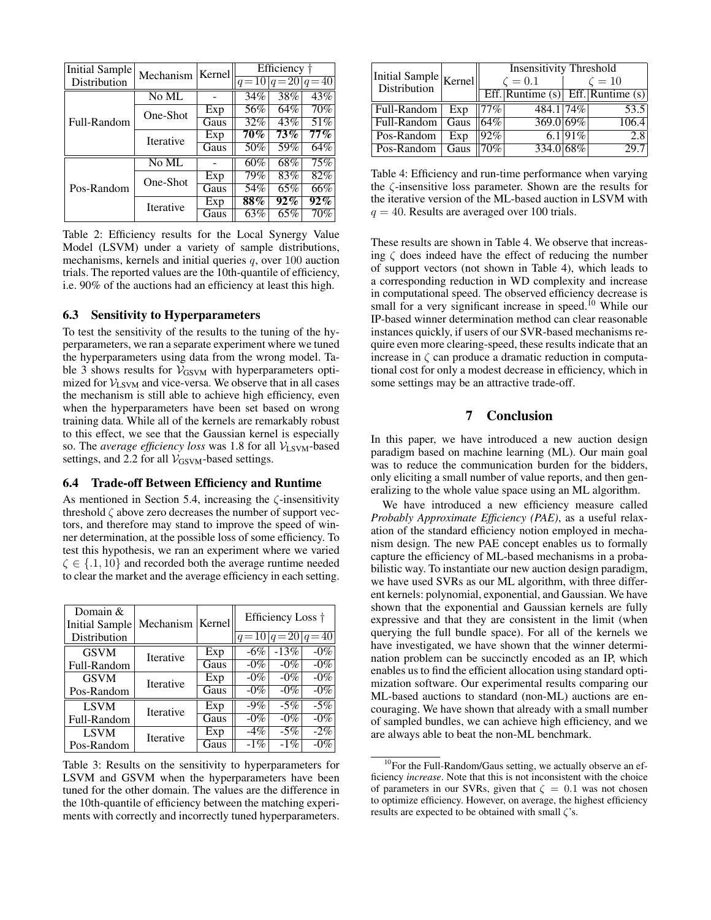| Initial Sample Distribution | Mechanism | Kernel | Efficiency † | | |
|---|---|---|---|---|---|
| | | | $q=10$ | $q=20$ | $q=40$ |
| Full-Random | No ML | - | 34% | 38% | 43% |
| | One-Shot | Exp | 56% | 64% | 70% |
| | | Gaus | 32% | 43% | 51% |
| | Iterative | Exp | **70%** | **73%** | **77%** |
| | | Gaus | 50% | 59% | 64% |
| Pos-Random | No ML | - | 60% | 68% | 75% |
| | One-Shot | Exp | 79% | 83% | 82% |
| | | Gaus | 54% | 65% | 66% |
| | Iterative | Exp | **88%** | **92%** | **92%** |
| | | Gaus | 63% | 65% | 70% |

Table 2: Efficiency results for the Local Synergy Value Model (LSVM) under a variety of sample distributions, mechanisms, kernels and initial queries $q$, over 100 auction trials. The reported values are the 10th-quantile of efficiency, i.e. 90% of the auctions had an efficiency at least this high.

### 6.3 Sensitivity to Hyperparameters

To test the sensitivity of the results to the tuning of the hyperparameters, we ran a separate experiment where we tuned the hyperparameters using data from the wrong model. Table 3 shows results for $\mathcal{V}_{\text{GSVM}}$ with hyperparameters optimized for $\mathcal{V}_{\text{LSVM}}$ and vice-versa. We observe that in all cases the mechanism is still able to achieve high efficiency, even when the hyperparameters have been set based on wrong training data. While all of the kernels are remarkably robust to this effect, we see that the Gaussian kernel is especially so. The *average efficiency loss* was 1.8 for all $\mathcal{V}_{\text{LSVM}}$-based settings, and 2.2 for all $\mathcal{V}_{\text{GSVM}}$-based settings.

### 6.4 Trade-off Between Efficiency and Runtime

As mentioned in Section 5.4, increasing the $\zeta$-insensitivity threshold $\zeta$ above zero decreases the number of support vectors, and therefore may stand to improve the speed of winner determination, at the possible loss of some efficiency. To test this hypothesis, we ran an experiment where we varied $\zeta \in \{.1, 10\}$ and recorded both the average runtime needed to clear the market and the average efficiency in each setting.

| Domain & Initial Sample Distribution | Mechanism | Kernel | Efficiency Loss † | | |
|---|---|---|---|---|---|
| | | | $q=10$ | $q=20$ | $q=40$ |
| GSVM Full-Random | Iterative | Exp | -6% | -13% | -0% |
| | | Gaus | -0% | -0% | -0% |
| GSVM Pos-Random | Iterative | Exp | -0% | -0% | -0% |
| | | Gaus | -0% | -0% | -0% |
| LSVM Full-Random | Iterative | Exp | -9% | -5% | -5% |
| | | Gaus | -0% | -0% | -0% |
| LSVM Pos-Random | Iterative | Exp | -4% | -5% | -2% |
| | | Gaus | -1% | -1% | -0% |

Table 3: Results on the sensitivity to hyperparameters for LSVM and GSVM when the hyperparameters have been tuned for the other domain. The values are the difference in the 10th-quantile of efficiency between the matching experiments with correctly and incorrectly tuned hyperparameters.

| Initial Sample Distribution | Kernel | Insensitivity Threshold | | | |
|---|---|---|---|---|---|
| | | $\zeta = 0.1$ | | $\zeta = 10$ | |
| | | Eff. | Runtime (s) | Eff. | Runtime (s) |
| Full-Random | Exp | 77% | 484.1 | 74% | 53.5 |
| Full-Random | Gaus | 64% | 369.0 | 69% | 106.4 |
| Pos-Random | Exp | 92% | 6.1 | 91% | 2.8 |
| Pos-Random | Gaus | 70% | 334.0 | 68% | 29.7 |

Table 4: Efficiency and run-time performance when varying the $\zeta$-insensitive loss parameter. Shown are the results for the iterative version of the ML-based auction in LSVM with $q = 40$. Results are averaged over 100 trials.

These results are shown in Table 4. We observe that increasing $\zeta$ does indeed have the effect of reducing the number of support vectors (not shown in Table 4), which leads to a corresponding reduction in WD complexity and increase in computational speed. The observed efficiency decrease is small for a very significant increase in speed.[10] While our IP-based winner determination method can clear reasonable instances quickly, if users of our SVR-based mechanisms require even more clearing-speed, these results indicate that an increase in $\zeta$ can produce a dramatic reduction in computational cost for only a modest decrease in efficiency, which in some settings may be an attractive trade-off.

## 7 Conclusion

In this paper, we have introduced a new auction design paradigm based on machine learning (ML). Our main goal was to reduce the communication burden for the bidders, only eliciting a small number of value reports, and then generalizing to the whole value space using an ML algorithm.

We have introduced a new efficiency measure called *Probably Approximate Efficiency (PAE)*, as a useful relaxation of the standard efficiency notion employed in mechanism design. The new PAE concept enables us to formally capture the efficiency of ML-based mechanisms in a probabilistic way. To instantiate our new auction design paradigm, we have used SVRs as our ML algorithm, with three different kernels: polynomial, exponential, and Gaussian. We have shown that the exponential and Gaussian kernels are fully expressive and that they are consistent in the limit (when querying the full bundle space). For all of the kernels we have investigated, we have shown that the winner determination problem can be succinctly encoded as an IP, which enables us to find the efficient allocation using standard optimization software. Our experimental results comparing our ML-based auctions to standard (non-ML) auctions are encouraging. We have shown that already with a small number of sampled bundles, we can achieve high efficiency, and we are always able to beat the non-ML benchmark.

[10] For the Full-Random/Gaus setting, we actually observe an efficiency *increase*. Note that this is not inconsistent with the choice of parameters in our SVRs, given that $\zeta = 0.1$ was not chosen to optimize efficiency. However, on average, the highest efficiency results are expected to be obtained with small $\zeta$'s.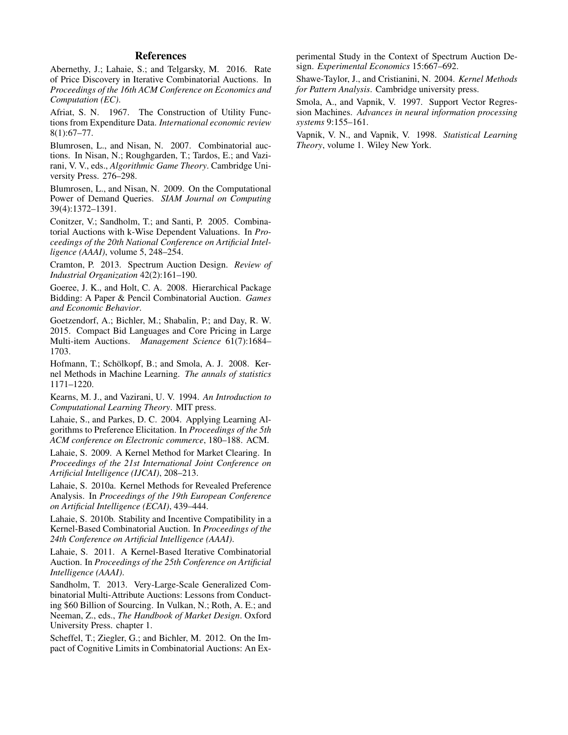## References

Abernethy, J.; Lahaie, S.; and Telgarsky, M. 2016. Rate of Price Discovery in Iterative Combinatorial Auctions. In *Proceedings of the 16th ACM Conference on Economics and Computation (EC)*.

Afriat, S. N. 1967. The Construction of Utility Functions from Expenditure Data. *International economic review* 8(1):67–77.

Blumrosen, L., and Nisan, N. 2007. Combinatorial auctions. In Nisan, N.; Roughgarden, T.; Tardos, E.; and Vazirani, V. V., eds., *Algorithmic Game Theory*. Cambridge University Press. 276–298.

Blumrosen, L., and Nisan, N. 2009. On the Computational Power of Demand Queries. *SIAM Journal on Computing* 39(4):1372–1391.

Conitzer, V.; Sandholm, T.; and Santi, P. 2005. Combinatorial Auctions with k-Wise Dependent Valuations. In *Proceedings of the 20th National Conference on Artificial Intelligence (AAAI)*, volume 5, 248–254.

Cramton, P. 2013. Spectrum Auction Design. *Review of Industrial Organization* 42(2):161–190.

Goeree, J. K., and Holt, C. A. 2008. Hierarchical Package Bidding: A Paper & Pencil Combinatorial Auction. *Games and Economic Behavior*.

Goetzendorf, A.; Bichler, M.; Shabalin, P.; and Day, R. W. 2015. Compact Bid Languages and Core Pricing in Large Multi-item Auctions. *Management Science* 61(7):1684–1703.

Hofmann, T.; Schölkopf, B.; and Smola, A. J. 2008. Kernel Methods in Machine Learning. *The annals of statistics* 1171–1220.

Kearns, M. J., and Vazirani, U. V. 1994. *An Introduction to Computational Learning Theory*. MIT press.

Lahaie, S., and Parkes, D. C. 2004. Applying Learning Algorithms to Preference Elicitation. In *Proceedings of the 5th ACM conference on Electronic commerce*, 180–188. ACM.

Lahaie, S. 2009. A Kernel Method for Market Clearing. In *Proceedings of the 21st International Joint Conference on Artificial Intelligence (IJCAI)*, 208–213.

Lahaie, S. 2010a. Kernel Methods for Revealed Preference Analysis. In *Proceedings of the 19th European Conference on Artificial Intelligence (ECAI)*, 439–444.

Lahaie, S. 2010b. Stability and Incentive Compatibility in a Kernel-Based Combinatorial Auction. In *Proceedings of the 24th Conference on Artificial Intelligence (AAAI)*.

Lahaie, S. 2011. A Kernel-Based Iterative Combinatorial Auction. In *Proceedings of the 25th Conference on Artificial Intelligence (AAAI)*.

Sandholm, T. 2013. Very-Large-Scale Generalized Combinatorial Multi-Attribute Auctions: Lessons from Conducting $60 Billion of Sourcing. In Vulkan, N.; Roth, A. E.; and Neeman, Z., eds., *The Handbook of Market Design*. Oxford University Press. chapter 1.

Scheffel, T.; Ziegler, G.; and Bichler, M. 2012. On the Impact of Cognitive Limits in Combinatorial Auctions: An Experimental Study in the Context of Spectrum Auction Design. *Experimental Economics* 15:667–692.

Shawe-Taylor, J., and Cristianini, N. 2004. *Kernel Methods for Pattern Analysis*. Cambridge university press.

Smola, A., and Vapnik, V. 1997. Support Vector Regression Machines. *Advances in neural information processing systems* 9:155–161.

Vapnik, V. N., and Vapnik, V. 1998. *Statistical Learning Theory*, volume 1. Wiley New York.